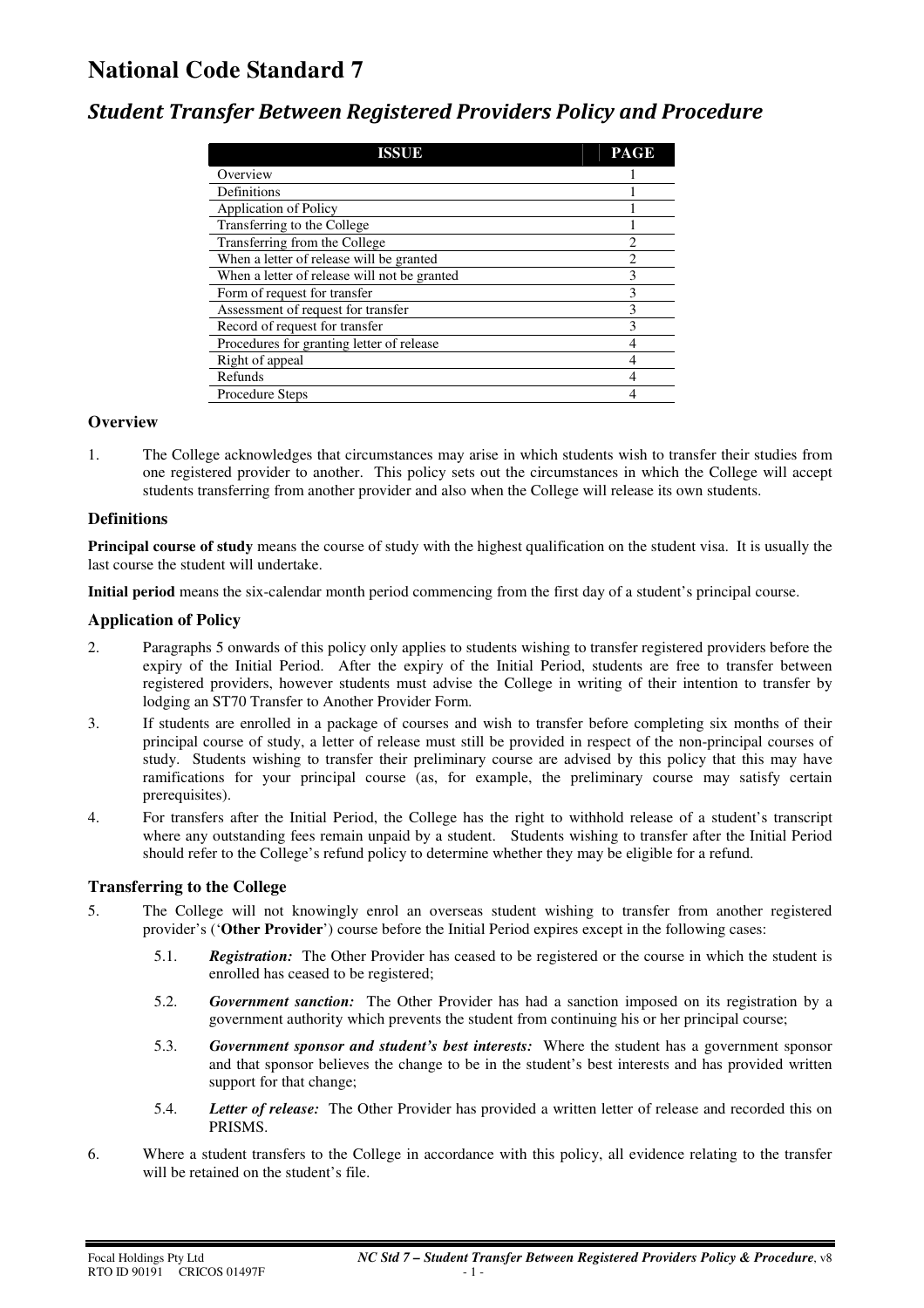# National Code Standard 7

## *Student Transfer Between Registered Providers Policy and Procedure*

| ISSUE | PAGE |
|---|---|
| Overview | 1 |
| Definitions | 1 |
| Application of Policy | 1 |
| Transferring to the College | 1 |
| Transferring from the College | 2 |
| When a letter of release will be granted | 2 |
| When a letter of release will not be granted | 3 |
| Form of request for transfer | 3 |
| Assessment of request for transfer | 3 |
| Record of request for transfer | 3 |
| Procedures for granting letter of release | 4 |
| Right of appeal | 4 |
| Refunds | 4 |
| Procedure Steps | 4 |

### Overview

1. The College acknowledges that circumstances may arise in which students wish to transfer their studies from one registered provider to another. This policy sets out the circumstances in which the College will accept students transferring from another provider and also when the College will release its own students.

### Definitions

**Principal course of study** means the course of study with the highest qualification on the student visa. It is usually the last course the student will undertake.

**Initial period** means the six-calendar month period commencing from the first day of a student's principal course.

### Application of Policy

2. Paragraphs 5 onwards of this policy only applies to students wishing to transfer registered providers before the expiry of the Initial Period. After the expiry of the Initial Period, students are free to transfer between registered providers, however students must advise the College in writing of their intention to transfer by lodging an ST70 Transfer to Another Provider Form.
3. If students are enrolled in a package of courses and wish to transfer before completing six months of their principal course of study, a letter of release must still be provided in respect of the non-principal courses of study. Students wishing to transfer their preliminary course are advised by this policy that this may have ramifications for your principal course (as, for example, the preliminary course may satisfy certain prerequisites).
4. For transfers after the Initial Period, the College has the right to withhold release of a student's transcript where any outstanding fees remain unpaid by a student. Students wishing to transfer after the Initial Period should refer to the College's refund policy to determine whether they may be eligible for a refund.

### Transferring to the College

5. The College will not knowingly enrol an overseas student wishing to transfer from another registered provider's ('**Other Provider**') course before the Initial Period expires except in the following cases:
   - 5.1. ***Registration:*** The Other Provider has ceased to be registered or the course in which the student is enrolled has ceased to be registered;
   - 5.2. ***Government sanction:*** The Other Provider has had a sanction imposed on its registration by a government authority which prevents the student from continuing his or her principal course;
   - 5.3. ***Government sponsor and student's best interests:*** Where the student has a government sponsor and that sponsor believes the change to be in the student's best interests and has provided written support for that change;
   - 5.4. ***Letter of release:*** The Other Provider has provided a written letter of release and recorded this on PRISMS.
6. Where a student transfers to the College in accordance with this policy, all evidence relating to the transfer will be retained on the student's file.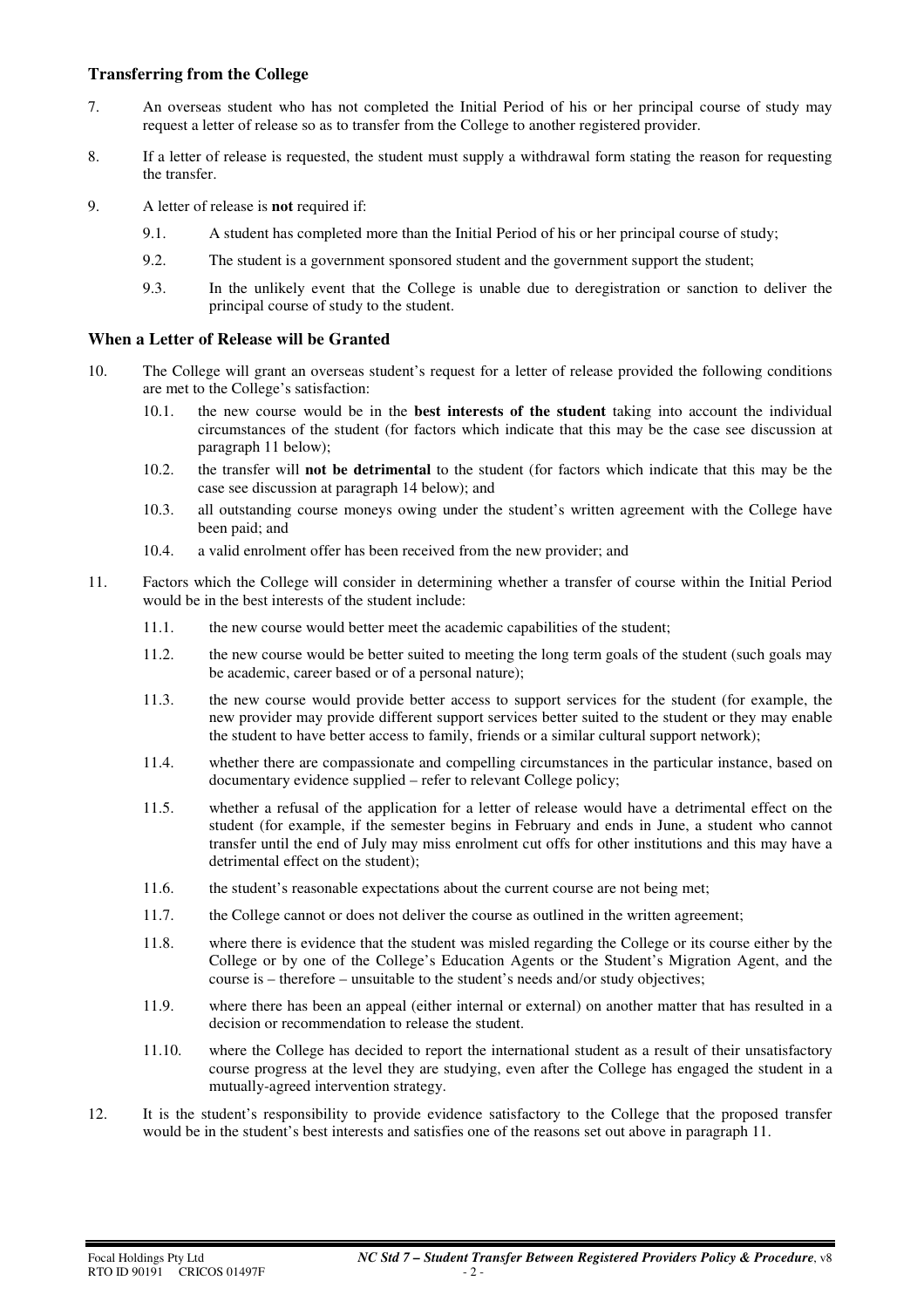### Transferring from the College

7. An overseas student who has not completed the Initial Period of his or her principal course of study may request a letter of release so as to transfer from the College to another registered provider.

8. If a letter of release is requested, the student must supply a withdrawal form stating the reason for requesting the transfer.

9. A letter of release is **not** required if:

   9.1. A student has completed more than the Initial Period of his or her principal course of study;

   9.2. The student is a government sponsored student and the government support the student;

   9.3. In the unlikely event that the College is unable due to deregistration or sanction to deliver the principal course of study to the student.

### When a Letter of Release will be Granted

10. The College will grant an overseas student's request for a letter of release provided the following conditions are met to the College's satisfaction:

    10.1. the new course would be in the **best interests of the student** taking into account the individual circumstances of the student (for factors which indicate that this may be the case see discussion at paragraph 11 below);

    10.2. the transfer will **not be detrimental** to the student (for factors which indicate that this may be the case see discussion at paragraph 14 below); and

    10.3. all outstanding course moneys owing under the student's written agreement with the College have been paid; and

    10.4. a valid enrolment offer has been received from the new provider; and

11. Factors which the College will consider in determining whether a transfer of course within the Initial Period would be in the best interests of the student include:

    11.1. the new course would better meet the academic capabilities of the student;

    11.2. the new course would be better suited to meeting the long term goals of the student (such goals may be academic, career based or of a personal nature);

    11.3. the new course would provide better access to support services for the student (for example, the new provider may provide different support services better suited to the student or they may enable the student to have better access to family, friends or a similar cultural support network);

    11.4. whether there are compassionate and compelling circumstances in the particular instance, based on documentary evidence supplied – refer to relevant College policy;

    11.5. whether a refusal of the application for a letter of release would have a detrimental effect on the student (for example, if the semester begins in February and ends in June, a student who cannot transfer until the end of July may miss enrolment cut offs for other institutions and this may have a detrimental effect on the student);

    11.6. the student's reasonable expectations about the current course are not being met;

    11.7. the College cannot or does not deliver the course as outlined in the written agreement;

    11.8. where there is evidence that the student was misled regarding the College or its course either by the College or by one of the College's Education Agents or the Student's Migration Agent, and the course is – therefore – unsuitable to the student's needs and/or study objectives;

    11.9. where there has been an appeal (either internal or external) on another matter that has resulted in a decision or recommendation to release the student.

    11.10. where the College has decided to report the international student as a result of their unsatisfactory course progress at the level they are studying, even after the College has engaged the student in a mutually-agreed intervention strategy.

12. It is the student's responsibility to provide evidence satisfactory to the College that the proposed transfer would be in the student's best interests and satisfies one of the reasons set out above in paragraph 11.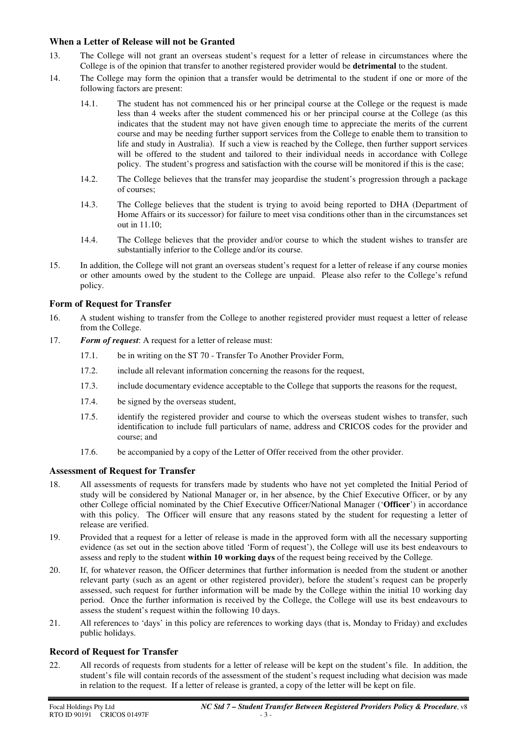### When a Letter of Release will not be Granted

13. The College will not grant an overseas student's request for a letter of release in circumstances where the College is of the opinion that transfer to another registered provider would be **detrimental** to the student.

14. The College may form the opinion that a transfer would be detrimental to the student if one or more of the following factors are present:

    14.1. The student has not commenced his or her principal course at the College or the request is made less than 4 weeks after the student commenced his or her principal course at the College (as this indicates that the student may not have given enough time to appreciate the merits of the current course and may be needing further support services from the College to enable them to transition to life and study in Australia). If such a view is reached by the College, then further support services will be offered to the student and tailored to their individual needs in accordance with College policy. The student's progress and satisfaction with the course will be monitored if this is the case;

    14.2. The College believes that the transfer may jeopardise the student's progression through a package of courses;

    14.3. The College believes that the student is trying to avoid being reported to DHA (Department of Home Affairs or its successor) for failure to meet visa conditions other than in the circumstances set out in 11.10;

    14.4. The College believes that the provider and/or course to which the student wishes to transfer are substantially inferior to the College and/or its course.

15. In addition, the College will not grant an overseas student's request for a letter of release if any course monies or other amounts owed by the student to the College are unpaid. Please also refer to the College's refund policy.

### Form of Request for Transfer

16. A student wishing to transfer from the College to another registered provider must request a letter of release from the College.

17. ***Form of request***: A request for a letter of release must:

    17.1. be in writing on the ST 70 - Transfer To Another Provider Form,

    17.2. include all relevant information concerning the reasons for the request,

    17.3. include documentary evidence acceptable to the College that supports the reasons for the request,

    17.4. be signed by the overseas student,

    17.5. identify the registered provider and course to which the overseas student wishes to transfer, such identification to include full particulars of name, address and CRICOS codes for the provider and course; and

    17.6. be accompanied by a copy of the Letter of Offer received from the other provider.

### Assessment of Request for Transfer

18. All assessments of requests for transfers made by students who have not yet completed the Initial Period of study will be considered by National Manager or, in her absence, by the Chief Executive Officer, or by any other College official nominated by the Chief Executive Officer/National Manager ('**Officer**') in accordance with this policy. The Officer will ensure that any reasons stated by the student for requesting a letter of release are verified.

19. Provided that a request for a letter of release is made in the approved form with all the necessary supporting evidence (as set out in the section above titled 'Form of request'), the College will use its best endeavours to assess and reply to the student **within 10 working days** of the request being received by the College.

20. If, for whatever reason, the Officer determines that further information is needed from the student or another relevant party (such as an agent or other registered provider), before the student's request can be properly assessed, such request for further information will be made by the College within the initial 10 working day period. Once the further information is received by the College, the College will use its best endeavours to assess the student's request within the following 10 days.

21. All references to 'days' in this policy are references to working days (that is, Monday to Friday) and excludes public holidays.

### Record of Request for Transfer

22. All records of requests from students for a letter of release will be kept on the student's file. In addition, the student's file will contain records of the assessment of the student's request including what decision was made in relation to the request. If a letter of release is granted, a copy of the letter will be kept on file.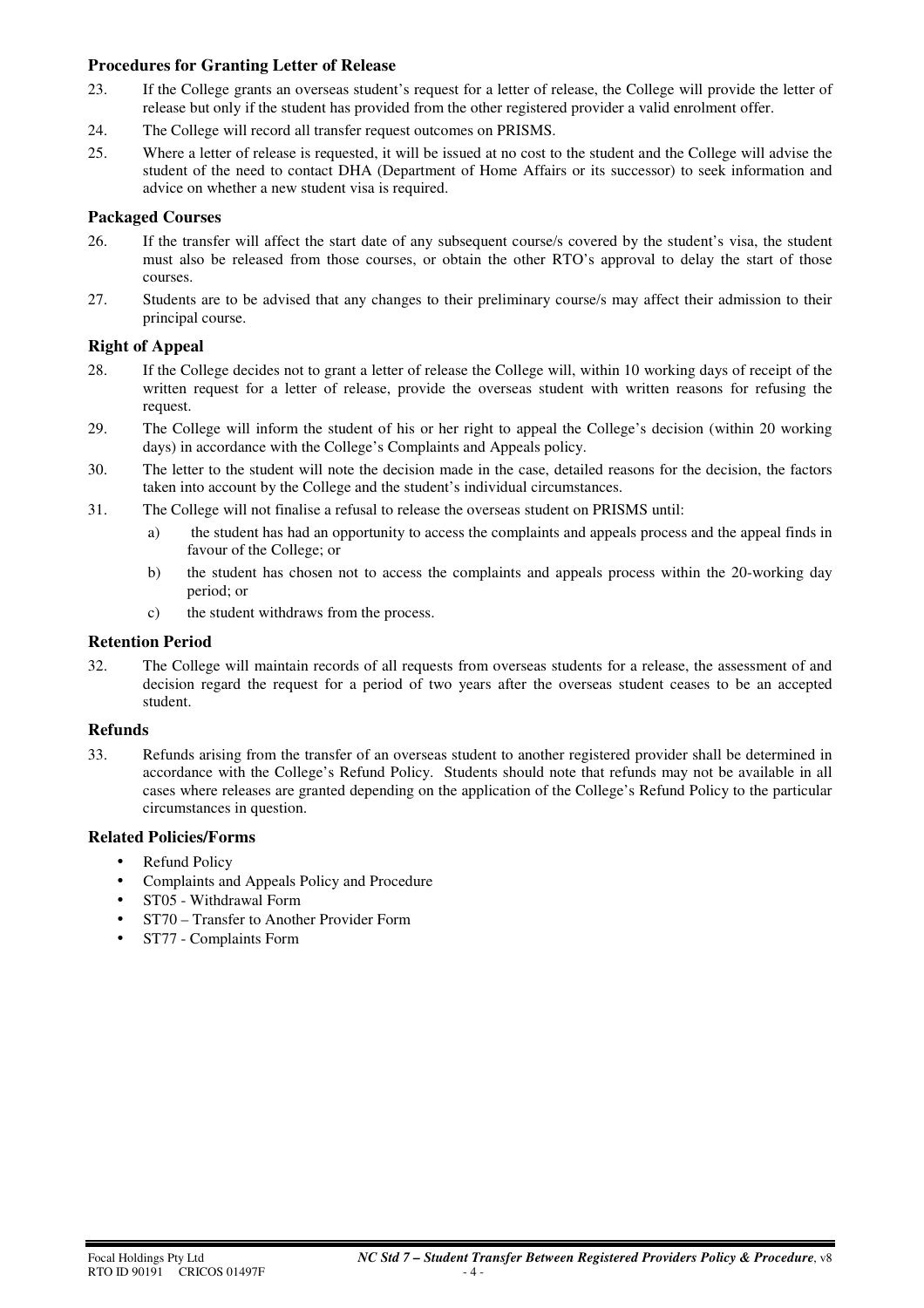### Procedures for Granting Letter of Release

23. If the College grants an overseas student's request for a letter of release, the College will provide the letter of release but only if the student has provided from the other registered provider a valid enrolment offer.
24. The College will record all transfer request outcomes on PRISMS.
25. Where a letter of release is requested, it will be issued at no cost to the student and the College will advise the student of the need to contact DHA (Department of Home Affairs or its successor) to seek information and advice on whether a new student visa is required.

### Packaged Courses

26. If the transfer will affect the start date of any subsequent course/s covered by the student's visa, the student must also be released from those courses, or obtain the other RTO's approval to delay the start of those courses.
27. Students are to be advised that any changes to their preliminary course/s may affect their admission to their principal course.

### Right of Appeal

28. If the College decides not to grant a letter of release the College will, within 10 working days of receipt of the written request for a letter of release, provide the overseas student with written reasons for refusing the request.
29. The College will inform the student of his or her right to appeal the College's decision (within 20 working days) in accordance with the College's Complaints and Appeals policy.
30. The letter to the student will note the decision made in the case, detailed reasons for the decision, the factors taken into account by the College and the student's individual circumstances.
31. The College will not finalise a refusal to release the overseas student on PRISMS until:
    a) the student has had an opportunity to access the complaints and appeals process and the appeal finds in favour of the College; or
    b) the student has chosen not to access the complaints and appeals process within the 20-working day period; or
    c) the student withdraws from the process.

### Retention Period

32. The College will maintain records of all requests from overseas students for a release, the assessment of and decision regard the request for a period of two years after the overseas student ceases to be an accepted student.

### Refunds

33. Refunds arising from the transfer of an overseas student to another registered provider shall be determined in accordance with the College's Refund Policy. Students should note that refunds may not be available in all cases where releases are granted depending on the application of the College's Refund Policy to the particular circumstances in question.

### Related Policies/Forms

- Refund Policy
- Complaints and Appeals Policy and Procedure
- ST05 - Withdrawal Form
- ST70 – Transfer to Another Provider Form
- ST77 - Complaints Form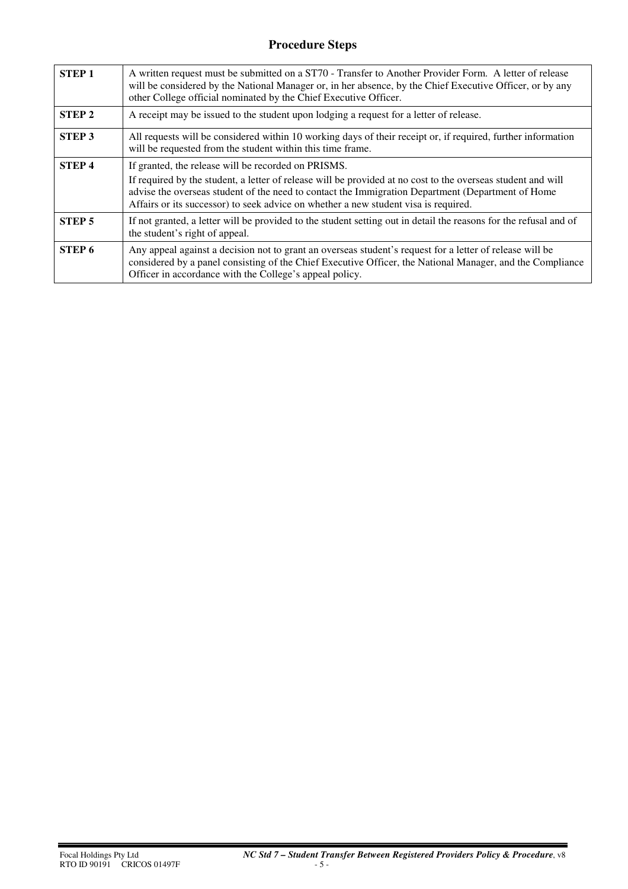## Procedure Steps

| | |
|---|---|
| **STEP 1** | A written request must be submitted on a ST70 - Transfer to Another Provider Form. A letter of release will be considered by the National Manager or, in her absence, by the Chief Executive Officer, or by any other College official nominated by the Chief Executive Officer. |
| **STEP 2** | A receipt may be issued to the student upon lodging a request for a letter of release. |
| **STEP 3** | All requests will be considered within 10 working days of their receipt or, if required, further information will be requested from the student within this time frame. |
| **STEP 4** | If granted, the release will be recorded on PRISMS.<br>If required by the student, a letter of release will be provided at no cost to the overseas student and will advise the overseas student of the need to contact the Immigration Department (Department of Home Affairs or its successor) to seek advice on whether a new student visa is required. |
| **STEP 5** | If not granted, a letter will be provided to the student setting out in detail the reasons for the refusal and of the student's right of appeal. |
| **STEP 6** | Any appeal against a decision not to grant an overseas student's request for a letter of release will be considered by a panel consisting of the Chief Executive Officer, the National Manager, and the Compliance Officer in accordance with the College's appeal policy. |